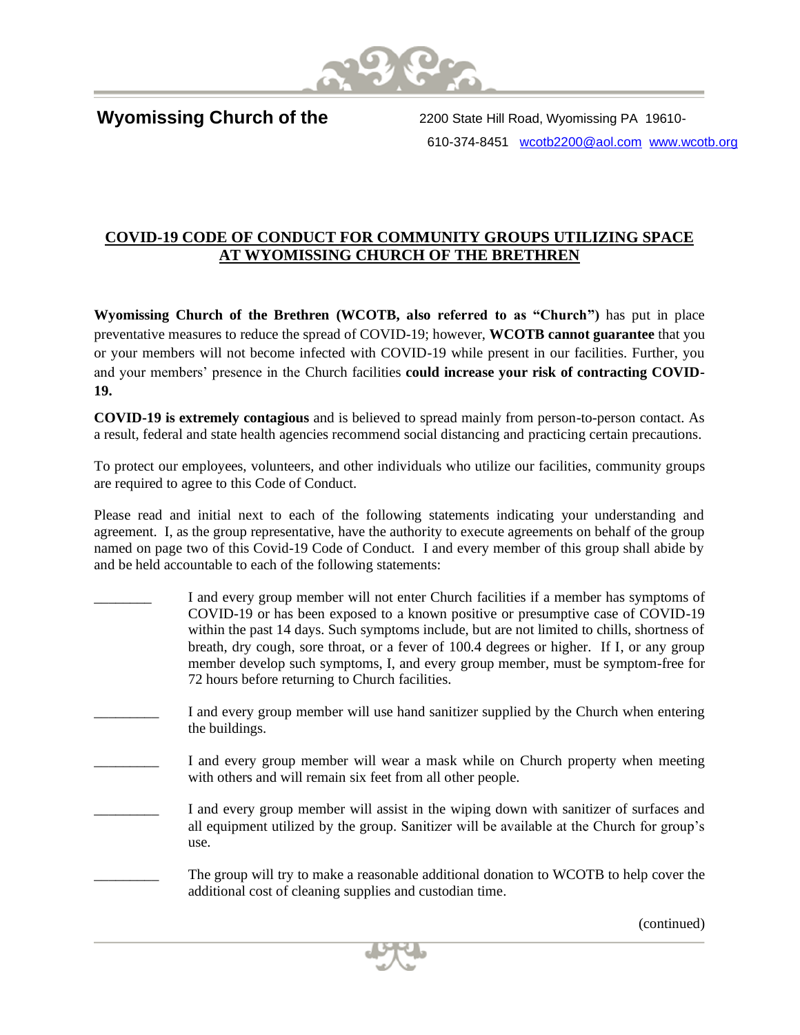**Wyomissing Church of the**

2200 State Hill Road, Wyomissing PA 19610-
610-374-8451 wcotb2200@aol.com www.wcotb.org

## COVID-19 CODE OF CONDUCT FOR COMMUNITY GROUPS UTILIZING SPACE AT WYOMISSING CHURCH OF THE BRETHREN

**Wyomissing Church of the Brethren (WCOTB, also referred to as "Church")** has put in place preventative measures to reduce the spread of COVID-19; however, **WCOTB cannot guarantee** that you or your members will not become infected with COVID-19 while present in our facilities. Further, you and your members' presence in the Church facilities **could increase your risk of contracting COVID-19.**

**COVID-19 is extremely contagious** and is believed to spread mainly from person-to-person contact. As a result, federal and state health agencies recommend social distancing and practicing certain precautions.

To protect our employees, volunteers, and other individuals who utilize our facilities, community groups are required to agree to this Code of Conduct.

Please read and initial next to each of the following statements indicating your understanding and agreement. I, as the group representative, have the authority to execute agreements on behalf of the group named on page two of this Covid-19 Code of Conduct. I and every member of this group shall abide by and be held accountable to each of the following statements:

________ I and every group member will not enter Church facilities if a member has symptoms of COVID-19 or has been exposed to a known positive or presumptive case of COVID-19 within the past 14 days. Such symptoms include, but are not limited to chills, shortness of breath, dry cough, sore throat, or a fever of 100.4 degrees or higher. If I, or any group member develop such symptoms, I, and every group member, must be symptom-free for 72 hours before returning to Church facilities.

_________ I and every group member will use hand sanitizer supplied by the Church when entering the buildings.

_________ I and every group member will wear a mask while on Church property when meeting with others and will remain six feet from all other people.

_________ I and every group member will assist in the wiping down with sanitizer of surfaces and all equipment utilized by the group. Sanitizer will be available at the Church for group's use.

_________ The group will try to make a reasonable additional donation to WCOTB to help cover the additional cost of cleaning supplies and custodian time.

(continued)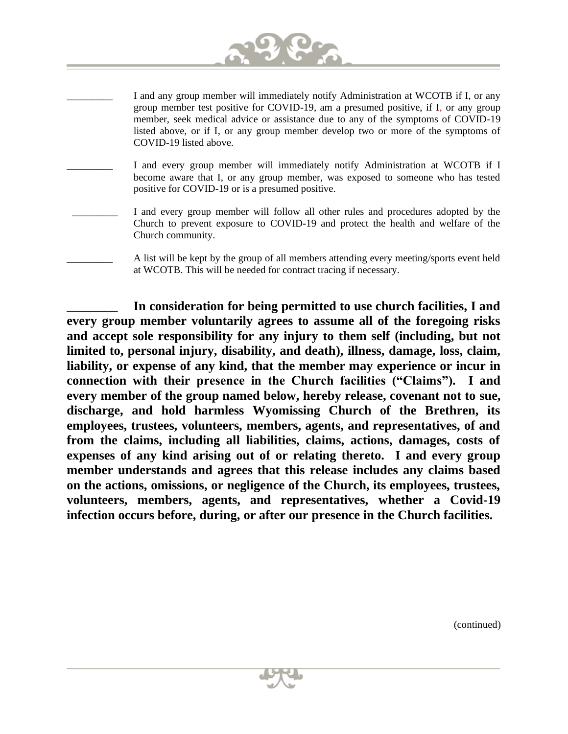_________ I and any group member will immediately notify Administration at WCOTB if I, or any group member test positive for COVID-19, am a presumed positive, if I, or any group member, seek medical advice or assistance due to any of the symptoms of COVID-19 listed above, or if I, or any group member develop two or more of the symptoms of COVID-19 listed above.

_________ I and every group member will immediately notify Administration at WCOTB if I become aware that I, or any group member, was exposed to someone who has tested positive for COVID-19 or is a presumed positive.

_________ I and every group member will follow all other rules and procedures adopted by the Church to prevent exposure to COVID-19 and protect the health and welfare of the Church community.

_________ A list will be kept by the group of all members attending every meeting/sports event held at WCOTB. This will be needed for contract tracing if necessary.

**________ In consideration for being permitted to use church facilities, I and every group member voluntarily agrees to assume all of the foregoing risks and accept sole responsibility for any injury to them self (including, but not limited to, personal injury, disability, and death), illness, damage, loss, claim, liability, or expense of any kind, that the member may experience or incur in connection with their presence in the Church facilities ("Claims"). I and every member of the group named below, hereby release, covenant not to sue, discharge, and hold harmless Wyomissing Church of the Brethren, its employees, trustees, volunteers, members, agents, and representatives, of and from the claims, including all liabilities, claims, actions, damages, costs of expenses of any kind arising out of or relating thereto. I and every group member understands and agrees that this release includes any claims based on the actions, omissions, or negligence of the Church, its employees, trustees, volunteers, members, agents, and representatives, whether a Covid-19 infection occurs before, during, or after our presence in the Church facilities.**

(continued)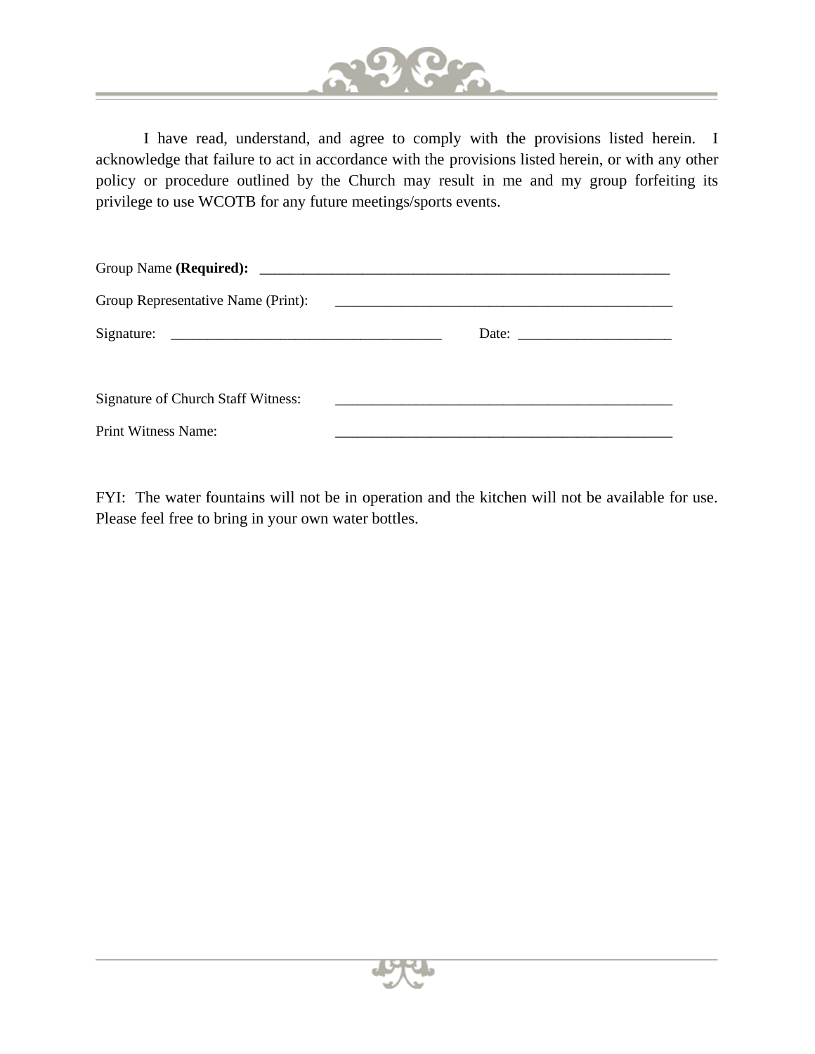I have read, understand, and agree to comply with the provisions listed herein. I acknowledge that failure to act in accordance with the provisions listed herein, or with any other policy or procedure outlined by the Church may result in me and my group forfeiting its privilege to use WCOTB for any future meetings/sports events.

Group Name **(Required):** ___________________________________________________________

Group Representative Name (Print): ________________________________________________

Signature: ______________________________________ Date: ______________________

Signature of Church Staff Witness: ________________________________________________

Print Witness Name: ________________________________________________

FYI: The water fountains will not be in operation and the kitchen will not be available for use. Please feel free to bring in your own water bottles.